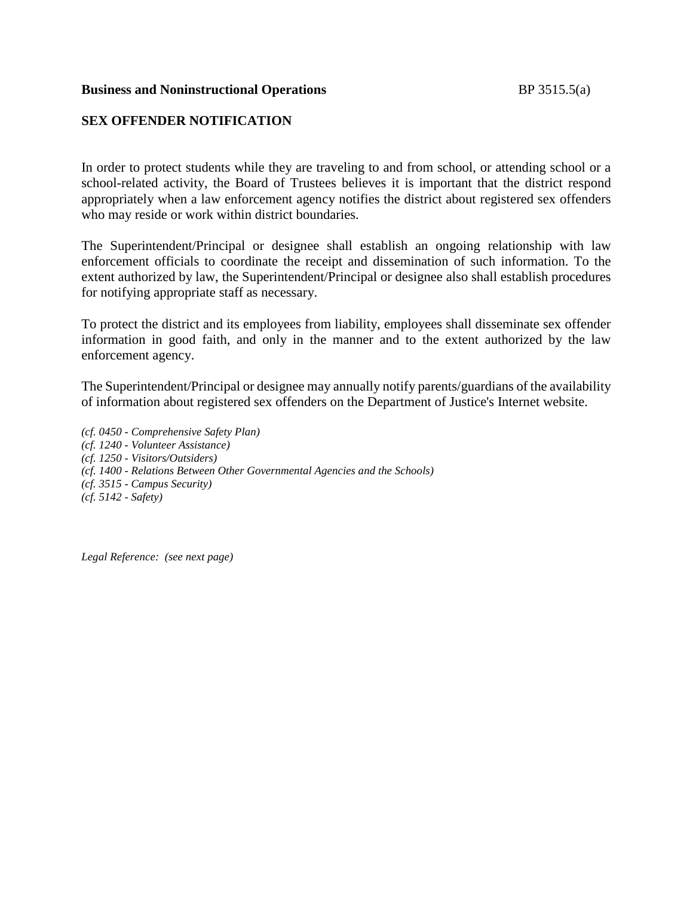**Business and Noninstructional Operations** BP 3515.5(a)

## SEX OFFENDER NOTIFICATION

In order to protect students while they are traveling to and from school, or attending school or a school-related activity, the Board of Trustees believes it is important that the district respond appropriately when a law enforcement agency notifies the district about registered sex offenders who may reside or work within district boundaries.

The Superintendent/Principal or designee shall establish an ongoing relationship with law enforcement officials to coordinate the receipt and dissemination of such information. To the extent authorized by law, the Superintendent/Principal or designee also shall establish procedures for notifying appropriate staff as necessary.

To protect the district and its employees from liability, employees shall disseminate sex offender information in good faith, and only in the manner and to the extent authorized by the law enforcement agency.

The Superintendent/Principal or designee may annually notify parents/guardians of the availability of information about registered sex offenders on the Department of Justice's Internet website.

*(cf. 0450 - Comprehensive Safety Plan)*
*(cf. 1240 - Volunteer Assistance)*
*(cf. 1250 - Visitors/Outsiders)*
*(cf. 1400 - Relations Between Other Governmental Agencies and the Schools)*
*(cf. 3515 - Campus Security)*
*(cf. 5142 - Safety)*

*Legal Reference: (see next page)*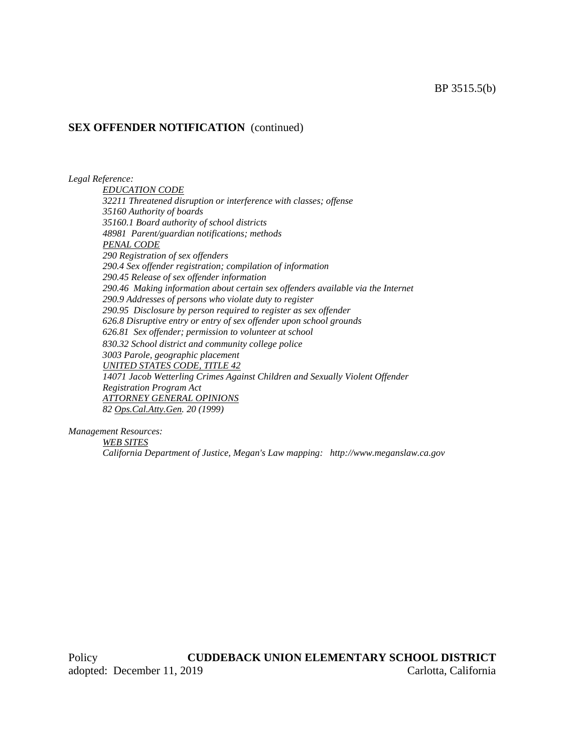## SEX OFFENDER NOTIFICATION (continued)

*Legal Reference:*

*EDUCATION CODE*
*32211 Threatened disruption or interference with classes; offense*
*35160 Authority of boards*
*35160.1 Board authority of school districts*
*48981 Parent/guardian notifications; methods*

*PENAL CODE*
*290 Registration of sex offenders*
*290.4 Sex offender registration; compilation of information*
*290.45 Release of sex offender information*
*290.46 Making information about certain sex offenders available via the Internet*
*290.9 Addresses of persons who violate duty to register*
*290.95 Disclosure by person required to register as sex offender*
*626.8 Disruptive entry or entry of sex offender upon school grounds*
*626.81 Sex offender; permission to volunteer at school*
*830.32 School district and community college police*
*3003 Parole, geographic placement*

*UNITED STATES CODE, TITLE 42*
*14071 Jacob Wetterling Crimes Against Children and Sexually Violent Offender Registration Program Act*

*ATTORNEY GENERAL OPINIONS*
*82 Ops.Cal.Atty.Gen. 20 (1999)*

*Management Resources:*

*WEB SITES*
*California Department of Justice, Megan's Law mapping: http://www.meganslaw.ca.gov*

Policy **CUDDEBACK UNION ELEMENTARY SCHOOL DISTRICT**
adopted: December 11, 2019 Carlotta, California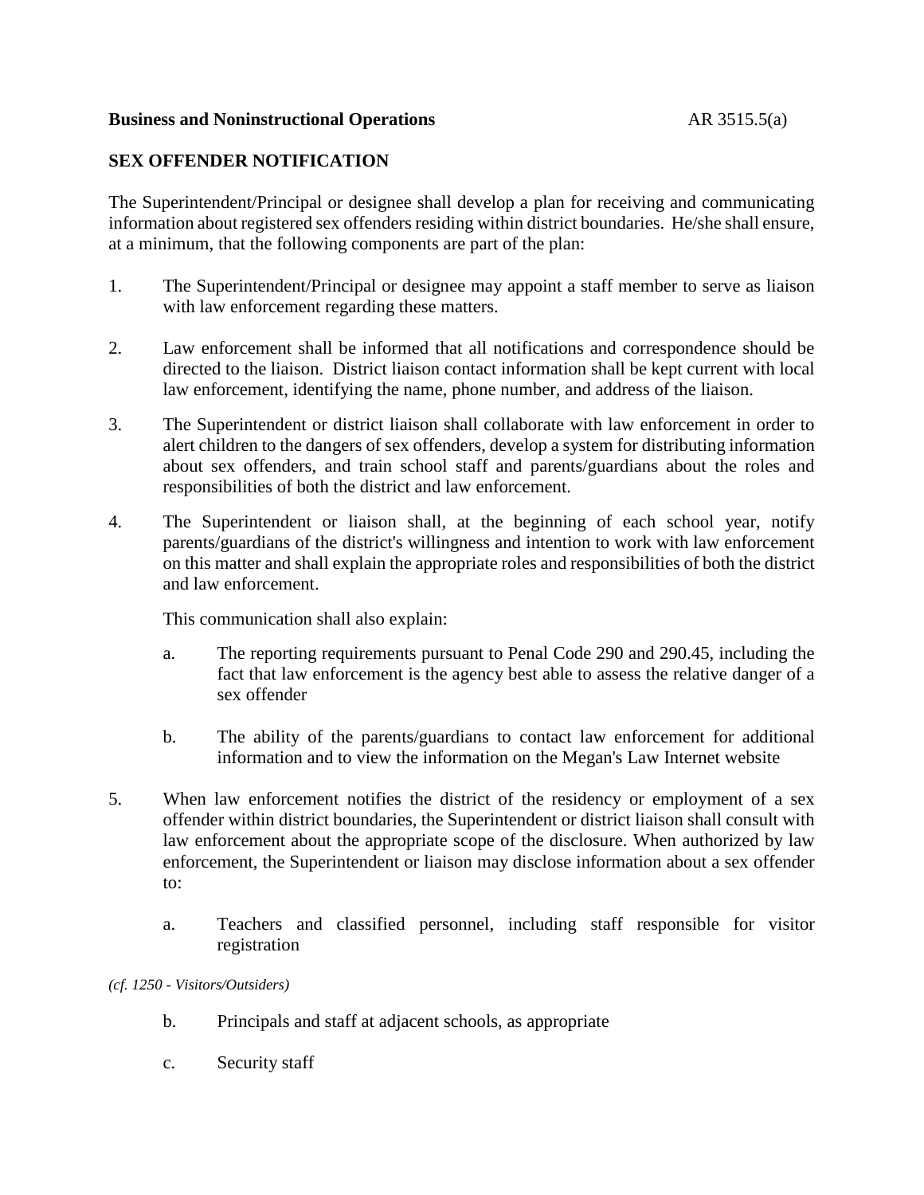**Business and Noninstructional Operations** AR 3515.5(a)

## SEX OFFENDER NOTIFICATION

The Superintendent/Principal or designee shall develop a plan for receiving and communicating information about registered sex offenders residing within district boundaries. He/she shall ensure, at a minimum, that the following components are part of the plan:

1. The Superintendent/Principal or designee may appoint a staff member to serve as liaison with law enforcement regarding these matters.

2. Law enforcement shall be informed that all notifications and correspondence should be directed to the liaison. District liaison contact information shall be kept current with local law enforcement, identifying the name, phone number, and address of the liaison.

3. The Superintendent or district liaison shall collaborate with law enforcement in order to alert children to the dangers of sex offenders, develop a system for distributing information about sex offenders, and train school staff and parents/guardians about the roles and responsibilities of both the district and law enforcement.

4. The Superintendent or liaison shall, at the beginning of each school year, notify parents/guardians of the district's willingness and intention to work with law enforcement on this matter and shall explain the appropriate roles and responsibilities of both the district and law enforcement.

   This communication shall also explain:

   a. The reporting requirements pursuant to Penal Code 290 and 290.45, including the fact that law enforcement is the agency best able to assess the relative danger of a sex offender

   b. The ability of the parents/guardians to contact law enforcement for additional information and to view the information on the Megan's Law Internet website

5. When law enforcement notifies the district of the residency or employment of a sex offender within district boundaries, the Superintendent or district liaison shall consult with law enforcement about the appropriate scope of the disclosure. When authorized by law enforcement, the Superintendent or liaison may disclose information about a sex offender to:

   a. Teachers and classified personnel, including staff responsible for visitor registration

*(cf. 1250 - Visitors/Outsiders)*

   b. Principals and staff at adjacent schools, as appropriate

   c. Security staff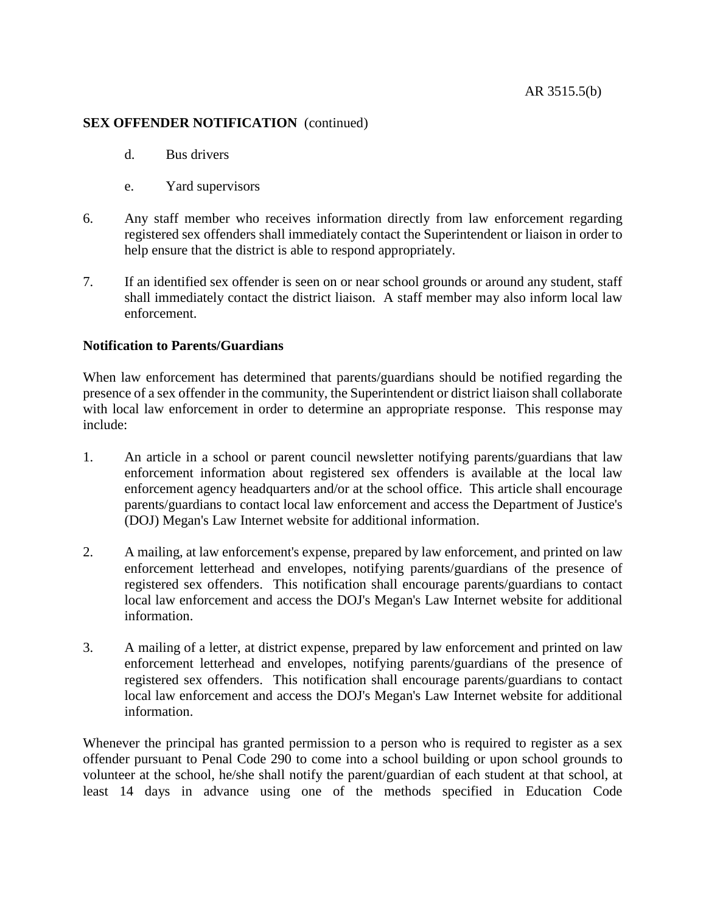**SEX OFFENDER NOTIFICATION** (continued)

d. Bus drivers

e. Yard supervisors

6. Any staff member who receives information directly from law enforcement regarding registered sex offenders shall immediately contact the Superintendent or liaison in order to help ensure that the district is able to respond appropriately.

7. If an identified sex offender is seen on or near school grounds or around any student, staff shall immediately contact the district liaison. A staff member may also inform local law enforcement.

**Notification to Parents/Guardians**

When law enforcement has determined that parents/guardians should be notified regarding the presence of a sex offender in the community, the Superintendent or district liaison shall collaborate with local law enforcement in order to determine an appropriate response. This response may include:

1. An article in a school or parent council newsletter notifying parents/guardians that law enforcement information about registered sex offenders is available at the local law enforcement agency headquarters and/or at the school office. This article shall encourage parents/guardians to contact local law enforcement and access the Department of Justice's (DOJ) Megan's Law Internet website for additional information.

2. A mailing, at law enforcement's expense, prepared by law enforcement, and printed on law enforcement letterhead and envelopes, notifying parents/guardians of the presence of registered sex offenders. This notification shall encourage parents/guardians to contact local law enforcement and access the DOJ's Megan's Law Internet website for additional information.

3. A mailing of a letter, at district expense, prepared by law enforcement and printed on law enforcement letterhead and envelopes, notifying parents/guardians of the presence of registered sex offenders. This notification shall encourage parents/guardians to contact local law enforcement and access the DOJ's Megan's Law Internet website for additional information.

Whenever the principal has granted permission to a person who is required to register as a sex offender pursuant to Penal Code 290 to come into a school building or upon school grounds to volunteer at the school, he/she shall notify the parent/guardian of each student at that school, at least 14 days in advance using one of the methods specified in Education Code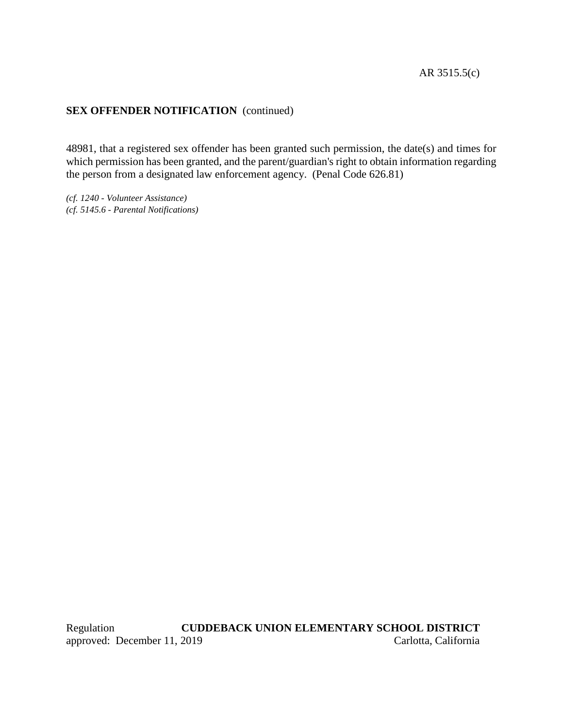48981, that a registered sex offender has been granted such permission, the date(s) and times for which permission has been granted, and the parent/guardian's right to obtain information regarding the person from a designated law enforcement agency. (Penal Code 626.81)

*(cf. 1240 - Volunteer Assistance)*
*(cf. 5145.6 - Parental Notifications)*

Regulation **CUDDEBACK UNION ELEMENTARY SCHOOL DISTRICT**
approved: December 11, 2019 Carlotta, California